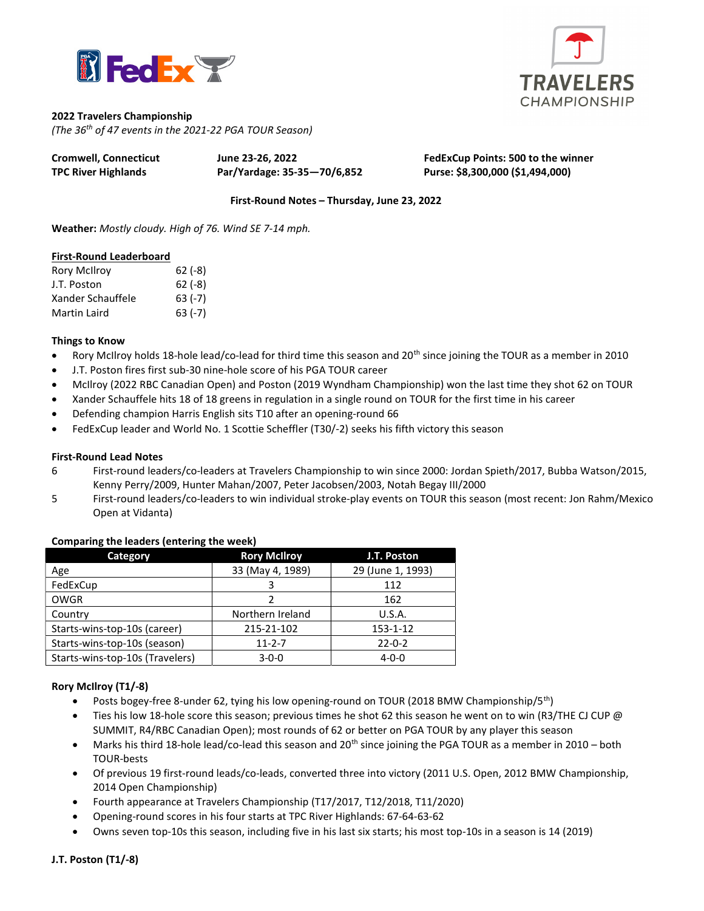**2022 Travelers Championship**
*(The 36th of 47 events in the 2021-22 PGA TOUR Season)*

**Cromwell, Connecticut**
**TPC River Highlands**

**June 23-26, 2022**
**Par/Yardage: 35-35—70/6,852**

**FedExCup Points: 500 to the winner**
**Purse: $8,300,000 ($1,494,000)**

**First-Round Notes – Thursday, June 23, 2022**

**Weather:** *Mostly cloudy. High of 76. Wind SE 7-14 mph.*

**First-Round Leaderboard**

| | |
|---|---|
| Rory McIlroy | 62 (-8) |
| J.T. Poston | 62 (-8) |
| Xander Schauffele | 63 (-7) |
| Martin Laird | 63 (-7) |

**Things to Know**

- Rory McIlroy holds 18-hole lead/co-lead for third time this season and 20th since joining the TOUR as a member in 2010
- J.T. Poston fires first sub-30 nine-hole score of his PGA TOUR career
- McIlroy (2022 RBC Canadian Open) and Poston (2019 Wyndham Championship) won the last time they shot 62 on TOUR
- Xander Schauffele hits 18 of 18 greens in regulation in a single round on TOUR for the first time in his career
- Defending champion Harris English sits T10 after an opening-round 66
- FedExCup leader and World No. 1 Scottie Scheffler (T30/-2) seeks his fifth victory this season

**First-Round Lead Notes**

6 First-round leaders/co-leaders at Travelers Championship to win since 2000: Jordan Spieth/2017, Bubba Watson/2015, Kenny Perry/2009, Hunter Mahan/2007, Peter Jacobsen/2003, Notah Begay III/2000

5 First-round leaders/co-leaders to win individual stroke-play events on TOUR this season (most recent: Jon Rahm/Mexico Open at Vidanta)

**Comparing the leaders (entering the week)**

| Category | Rory McIlroy | J.T. Poston |
|---|---|---|
| Age | 33 (May 4, 1989) | 29 (June 1, 1993) |
| FedExCup | 3 | 112 |
| OWGR | 2 | 162 |
| Country | Northern Ireland | U.S.A. |
| Starts-wins-top-10s (career) | 215-21-102 | 153-1-12 |
| Starts-wins-top-10s (season) | 11-2-7 | 22-0-2 |
| Starts-wins-top-10s (Travelers) | 3-0-0 | 4-0-0 |

**Rory McIlroy (T1/-8)**

- Posts bogey-free 8-under 62, tying his low opening-round on TOUR (2018 BMW Championship/5th)
- Ties his low 18-hole score this season; previous times he shot 62 this season he went on to win (R3/THE CJ CUP @ SUMMIT, R4/RBC Canadian Open); most rounds of 62 or better on PGA TOUR by any player this season
- Marks his third 18-hole lead/co-lead this season and 20th since joining the PGA TOUR as a member in 2010 – both TOUR-bests
- Of previous 19 first-round leads/co-leads, converted three into victory (2011 U.S. Open, 2012 BMW Championship, 2014 Open Championship)
- Fourth appearance at Travelers Championship (T17/2017, T12/2018, T11/2020)
- Opening-round scores in his four starts at TPC River Highlands: 67-64-63-62
- Owns seven top-10s this season, including five in his last six starts; his most top-10s in a season is 14 (2019)

**J.T. Poston (T1/-8)**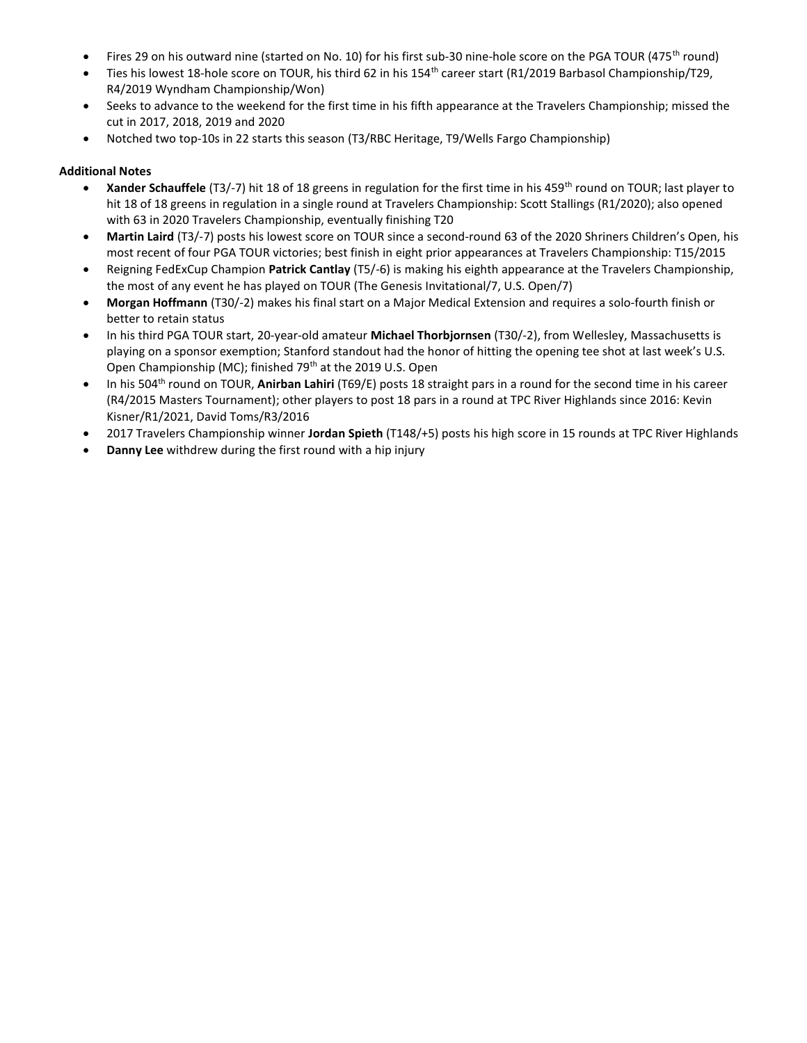- Fires 29 on his outward nine (started on No. 10) for his first sub-30 nine-hole score on the PGA TOUR (475th round)
- Ties his lowest 18-hole score on TOUR, his third 62 in his 154th career start (R1/2019 Barbasol Championship/T29, R4/2019 Wyndham Championship/Won)
- Seeks to advance to the weekend for the first time in his fifth appearance at the Travelers Championship; missed the cut in 2017, 2018, 2019 and 2020
- Notched two top-10s in 22 starts this season (T3/RBC Heritage, T9/Wells Fargo Championship)

**Additional Notes**

- **Xander Schauffele** (T3/-7) hit 18 of 18 greens in regulation for the first time in his 459th round on TOUR; last player to hit 18 of 18 greens in regulation in a single round at Travelers Championship: Scott Stallings (R1/2020); also opened with 63 in 2020 Travelers Championship, eventually finishing T20
- **Martin Laird** (T3/-7) posts his lowest score on TOUR since a second-round 63 of the 2020 Shriners Children's Open, his most recent of four PGA TOUR victories; best finish in eight prior appearances at Travelers Championship: T15/2015
- Reigning FedExCup Champion **Patrick Cantlay** (T5/-6) is making his eighth appearance at the Travelers Championship, the most of any event he has played on TOUR (The Genesis Invitational/7, U.S. Open/7)
- **Morgan Hoffmann** (T30/-2) makes his final start on a Major Medical Extension and requires a solo-fourth finish or better to retain status
- In his third PGA TOUR start, 20-year-old amateur **Michael Thorbjornsen** (T30/-2), from Wellesley, Massachusetts is playing on a sponsor exemption; Stanford standout had the honor of hitting the opening tee shot at last week's U.S. Open Championship (MC); finished 79th at the 2019 U.S. Open
- In his 504th round on TOUR, **Anirban Lahiri** (T69/E) posts 18 straight pars in a round for the second time in his career (R4/2015 Masters Tournament); other players to post 18 pars in a round at TPC River Highlands since 2016: Kevin Kisner/R1/2021, David Toms/R3/2016
- 2017 Travelers Championship winner **Jordan Spieth** (T148/+5) posts his high score in 15 rounds at TPC River Highlands
- **Danny Lee** withdrew during the first round with a hip injury